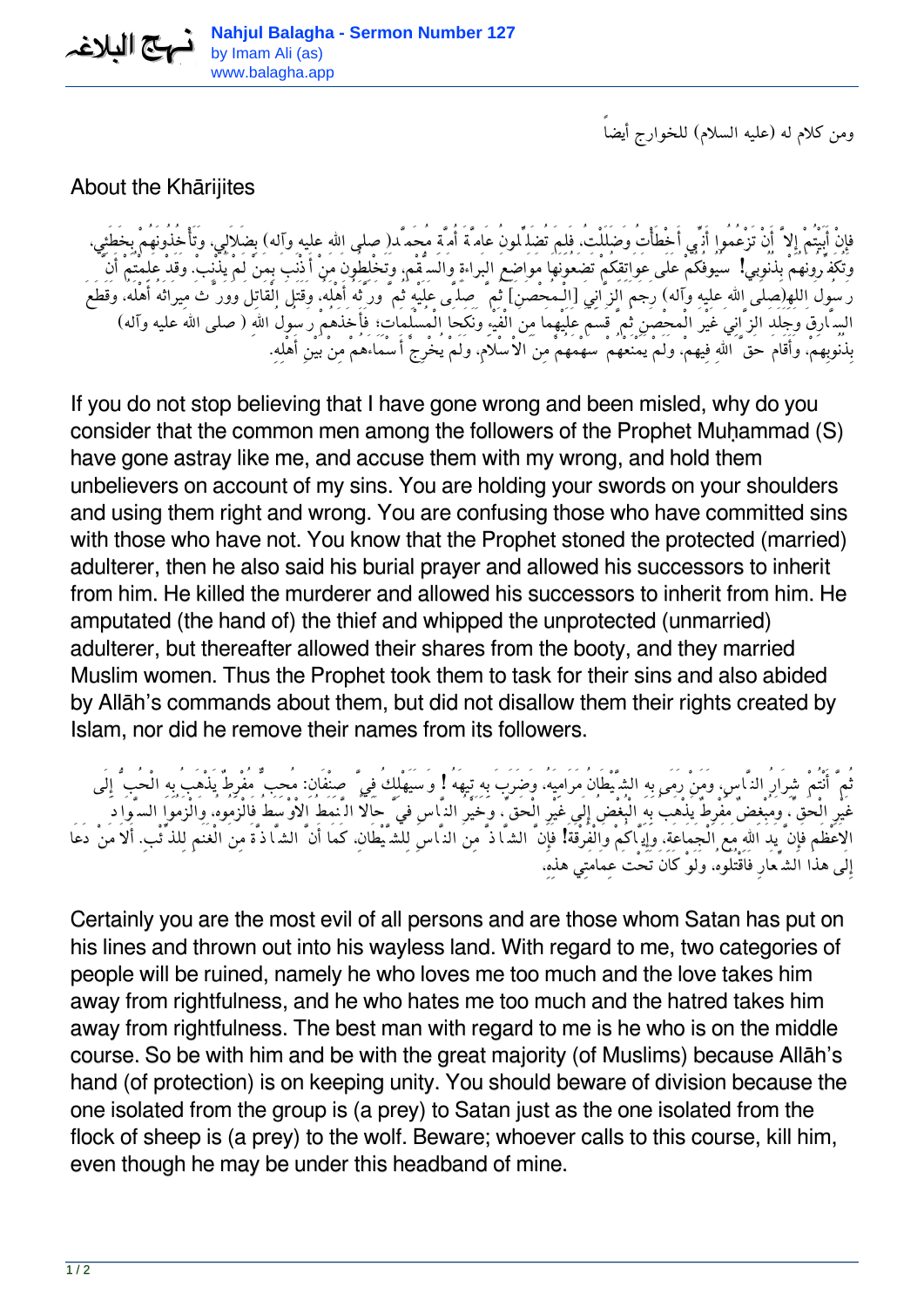ومن كلام له (عليه السلام) للخوارج أيضاً

## About the Khārijites

فإِنْ أَبَيْتُمْ إِلاَّ أَنْ تَزْعُمُوا أَنِّي أَخْطَأْتُ وَضَلَلْتُ، فَلِمَ تُضَلِّلُونَ عَامَّةَ أُمَّةِ مُحَمَّد( صلى الله عليه وآله) بِضَلاَلِي، وَتَأْخُذُونَهُمْ بِخَطَئِي، وَتُكَفِّرُونَهُمْ بِذُنُوبِي! سُيُوفُكُمْ عَلَى عَوَاتِقِكُمْ تَضَعُونَهَا مَوَاضِعَ الْبُرءِ وَالسُّقْمِ، وَتَخْلِطُونَ مَنْ أَذْنَبَ بِمَنْ لَمْ يُذْنِبْ. وَقَدْ عَلِمْتُمْ أَنَّ رَسُولَ اللهِ(صلى الله عليه وآله) رَجَمَ الزَّانِيَ [الْمُحْصَنَ] ثُمَّ صَلَّى عَلَيْهِ ثُمَّ وَرَّثَهُ أَهْلَهُ، وَقَتَلَ الْقَاتِلَ وَوَرَّثَ مِيرَاثَهُ أَهْلَهُ. وَقَطَعَ السَّارِقَ وَجَلَدَ الزَّانِيَ غَيْرَ الْمُحْصَنِ ثُمَّ قَسَمَ عَلَيْهِمَا مِنَ الْفَيْءِ، وَنَكَحَا الْمُسْلِمَاتِ; فَأَخَذَهُمْ رَسُولُ اللهِ ( صلى الله عليه وآله) بِذُنُوبِهِمْ، وَأَقَامَ حَقَّ اللهِ فِيهِمْ، وَلَمْ يَمْنَعْهُمْ سَهْمَهُمْ مِنَ الاْسْلاَمِ، وَلَمْ يُخْرِجْ أَسْمَاءَهُمْ مِنْ بَيْنِ أَهْلِهِ.

If you do not stop believing that I have gone wrong and been misled, why do you consider that the common men among the followers of the Prophet Muḥammad (S) have gone astray like me, and accuse them with my wrong, and hold them unbelievers on account of my sins. You are holding your swords on your shoulders and using them right and wrong. You are confusing those who have committed sins with those who have not. You know that the Prophet stoned the protected (married) adulterer, then he also said his burial prayer and allowed his successors to inherit from him. He killed the murderer and allowed his successors to inherit from him. He amputated (the hand of) the thief and whipped the unprotected (unmarried) adulterer, but thereafter allowed their shares from the booty, and they married Muslim women. Thus the Prophet took them to task for their sins and also abided by Allāh's commands about them, but did not disallow them their rights created by Islam, nor did he remove their names from its followers.

ثُمَّ أَنْتُمْ شِرَارُ النَّاسِ، وَمَنْ رَمَى بِهِ الشَّيْطَانُ مَرَامِيَهُ، وَضَرَبَ بِهِ تِيهَهُ! وَسَيَهْلِكُ فِيَّ صِنْفَانِ: مُحِبٌّ مُفْرِطٌ يَذْهَبُ بِهِ الْحُبُّ إِلَى غَيْرِ الْحَقِّ، وَمُبْغِضٌ مُفْرِطٌ يَذْهَبُ بِهِ الْبُغْضُ إِلَى غَيْرِ الْحَقِّ، وَخَيْرُ النَّاسِ فِيَّ حَالاً النَّمَطُ الاْوْسَطُ فَالْزَمُوهُ. وَالْزَمُوا السَّوَادَ الاْعْظَمَ فَإِنَّ يَدَ اللهِ مَعَ الْجَمَاعَةِ، وَإِيَّاكُمْ وَالْفُرْقَةَ! فَإِنَّ الشَّاذَّ مِنَ النَّاسِ لِلشَّيْطَانِ، كَمَا أَنَّ الشَّاذَّةَ مِنَ الْغَنَمِ لِلذِّئْبِ. أَلاَ مَنْ دَعَا إِلَى هذَا الشِّعَارِ فَاقْتُلُوهُ، وَلَوْ كَانَ تَحْتَ عِمَامَتِي هذِهِ.

Certainly you are the most evil of all persons and are those whom Satan has put on his lines and thrown out into his wayless land. With regard to me, two categories of people will be ruined, namely he who loves me too much and the love takes him away from rightfulness, and he who hates me too much and the hatred takes him away from rightfulness. The best man with regard to me is he who is on the middle course. So be with him and be with the great majority (of Muslims) because Allāh's hand (of protection) is on keeping unity. You should beware of division because the one isolated from the group is (a prey) to Satan just as the one isolated from the flock of sheep is (a prey) to the wolf. Beware; whoever calls to this course, kill him, even though he may be under this headband of mine.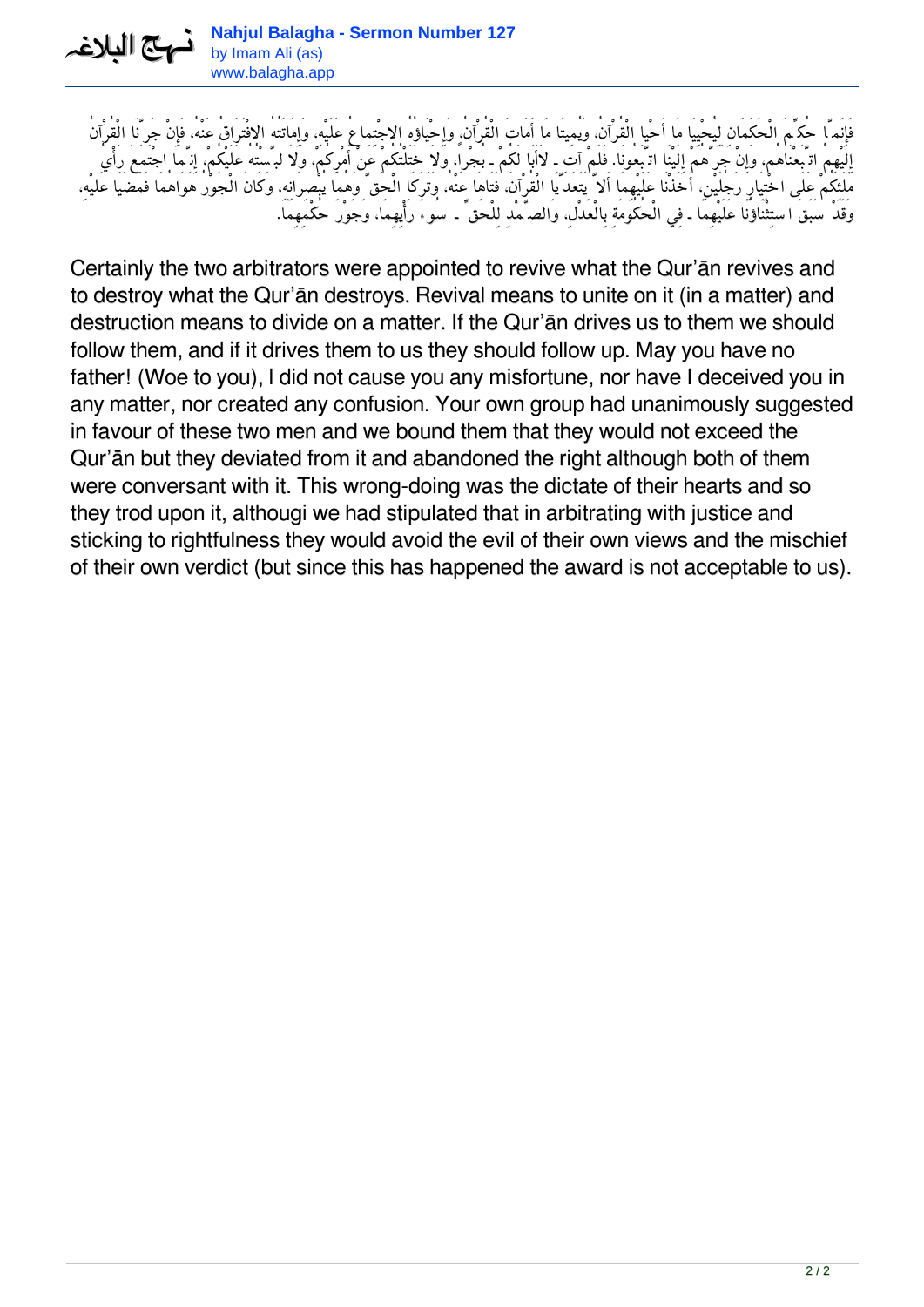فَإِنَّمَا حُكِّمَ الْحَكَمَانِ لِيُحْيِيَا مَا أَحْيَا الْقُرْآنُ، وَيُمِيتَا مَا أَمَاتَ الْقُرْآنُ، وَإِحْيَاؤُهُ الاِجْتِمَاعُ عَلَيْهِ، وَإِمَاتَتُهُ الاِفْتِرَاقُ عَنْهُ. فَإِنْ جَرَّنَا الْقُرْآنُ إِلَيْهِمْ اتَّبَعْنَاهُمْ، وَإِنْ جَرَّهُمْ إِلَيْنَا اتَّبَعُونَا. فَلَمْ آتِ ـ لاَ أَبَا لَكُمْ ـ بُجْراً، وَلاَ خَتَلْتُكُمْ عَنْ أَمْرِكُمْ، وَلاَ لَبَّسْتُهُ عَلَيْكُمْ، إِنَّمَا اجْتَمَعَ رَأْيُ مَلَئِكُمْ عَلَى اخْتِيَارِ رَجُلَيْنِ، أَخَذْنَا عَلَيْهِمَا أَلاَّ يَتَعَدَّيَا الْقُرْآنَ، فَتَاهَا عَنْهُ، وَتَرَكَا الْحَقَّ وَهُمَا يُبْصِرَانِهِ، وَكَانَ الْجَوْرُ هَوَاهُمَا فَمَضَيَا عَلَيْهِ. وَقَدْ سَبَقَ اسْتِثْنَاؤُنَا عَلَيْهِمَا ـ فِي الْحُكُومَةِ بِالْعَدْلِ، وَالصَّمْدِ لِلْحَقِّ ـ سُوءَ رَأْيِهِمَا، وَجَوْرَ حُكْمِهِمَا.

Certainly the two arbitrators were appointed to revive what the Qur'ān revives and to destroy what the Qur'ān destroys. Revival means to unite on it (in a matter) and destruction means to divide on a matter. If the Qur'ān drives us to them we should follow them, and if it drives them to us they should follow up. May you have no father! (Woe to you), I did not cause you any misfortune, nor have I deceived you in any matter, nor created any confusion. Your own group had unanimously suggested in favour of these two men and we bound them that they would not exceed the Qur'ān but they deviated from it and abandoned the right although both of them were conversant with it. This wrong-doing was the dictate of their hearts and so they trod upon it, althougi we had stipulated that in arbitrating with justice and sticking to rightfulness they would avoid the evil of their own views and the mischief of their own verdict (but since this has happened the award is not acceptable to us).